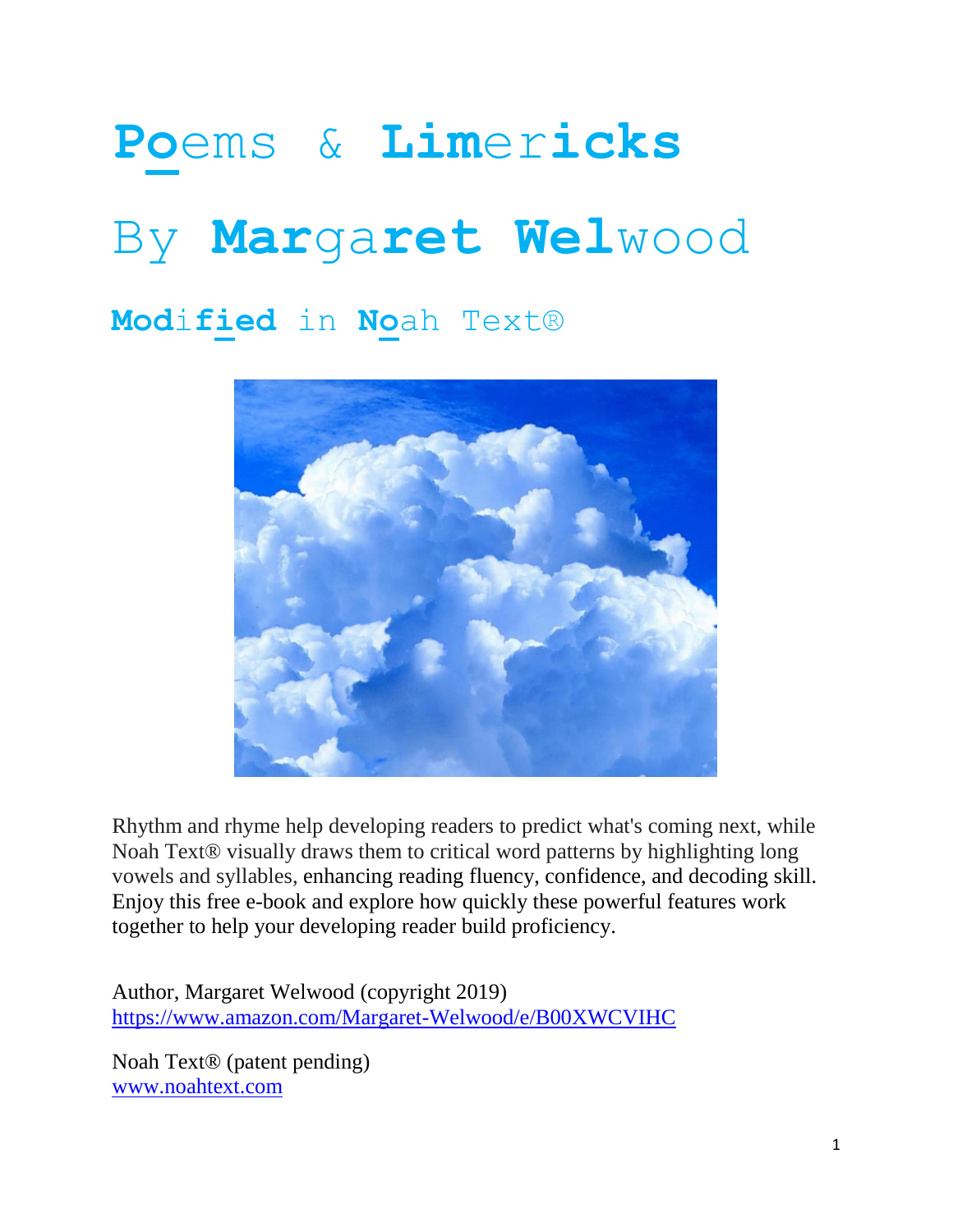# Poems & Limericks

# By Margaret Welwood

## Modified in Noah Text®

Rhythm and rhyme help developing readers to predict what's coming next, while Noah Text® visually draws them to critical word patterns by highlighting long vowels and syllables, enhancing reading fluency, confidence, and decoding skill. Enjoy this free e-book and explore how quickly these powerful features work together to help your developing reader build proficiency.

Author, Margaret Welwood (copyright 2019)
https://www.amazon.com/Margaret-Welwood/e/B00XWCVIHC

Noah Text® (patent pending)
www.noahtext.com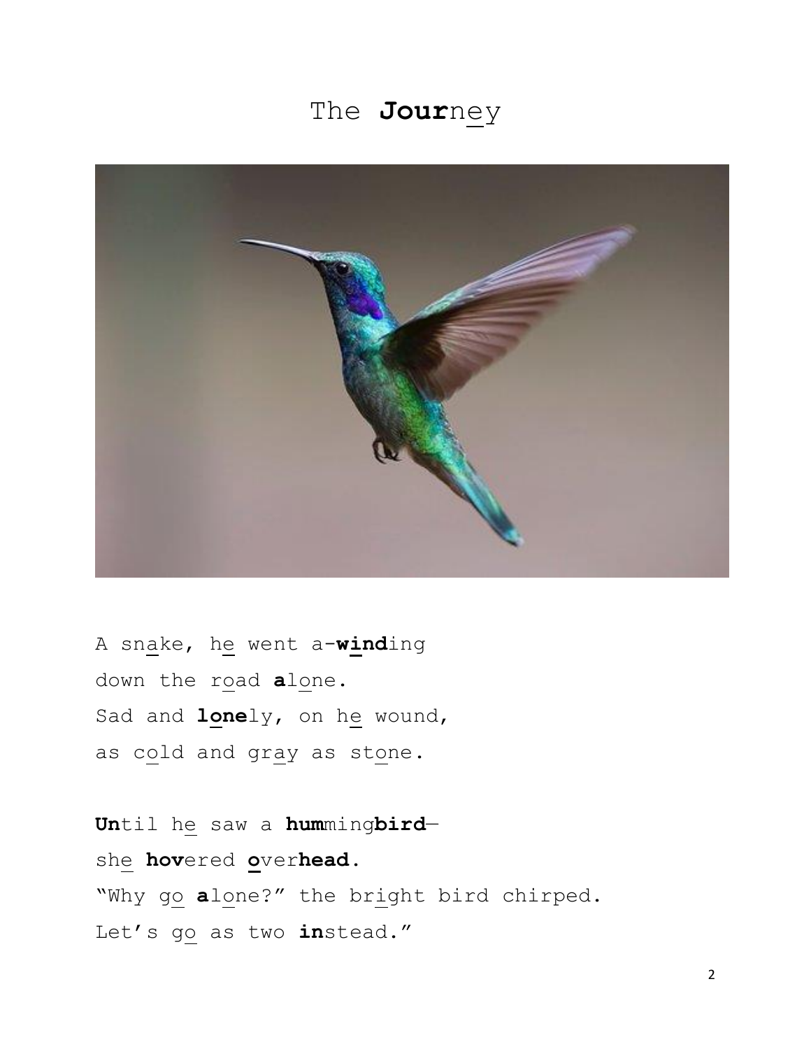# The **Jour**ney

A snake, he went a-**wind**ing
down the road **a**lone.
Sad and **lone**ly, on he wound,
as cold and gray as stone.

**Un**til he saw a **hum**ming**bird**—
she **hov**ered **o**ver**head**.
"Why go **a**lone?" the bright bird chirped.
Let's go as two **in**stead."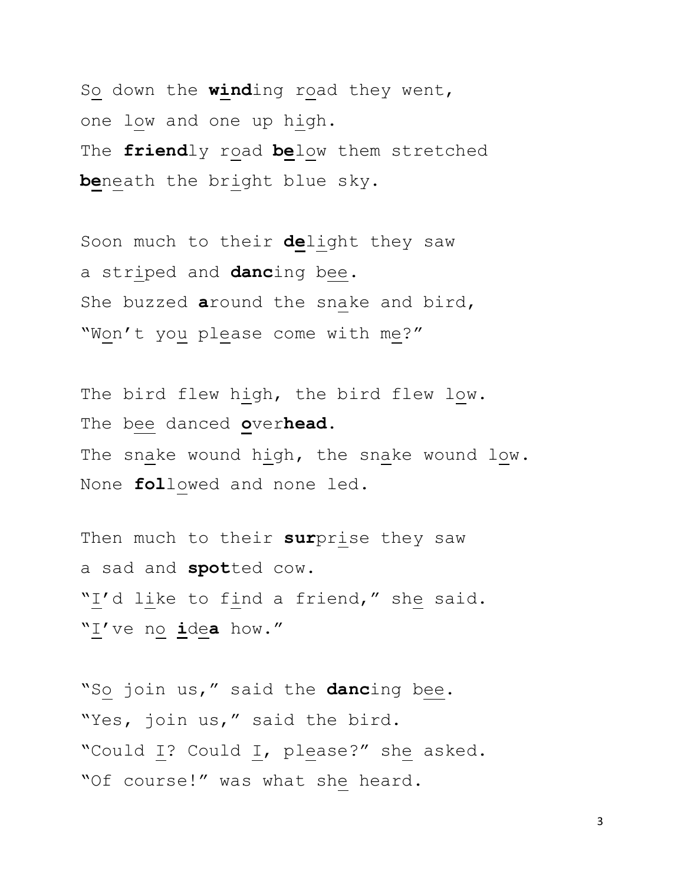So down the **wind**ing road they went,
one low and one up high.
The **friend**ly road **be**low them stretched
**be**neath the bright blue sky.

Soon much to their **de**light they saw
a striped and **danc**ing bee.
She buzzed **a**round the snake and bird,
"Won't you please come with me?"

The bird flew high, the bird flew low.
The bee danced **o**ver**head**.
The snake wound high, the snake wound low.
None **fol**lowed and none led.

Then much to their **sur**prise they saw
a sad and **spot**ted cow.
"I'd like to find a friend," she said.
"I've no **i**de**a** how."

"So join us," said the **danc**ing bee.
"Yes, join us," said the bird.
"Could I? Could I, please?" she asked.
"Of course!" was what she heard.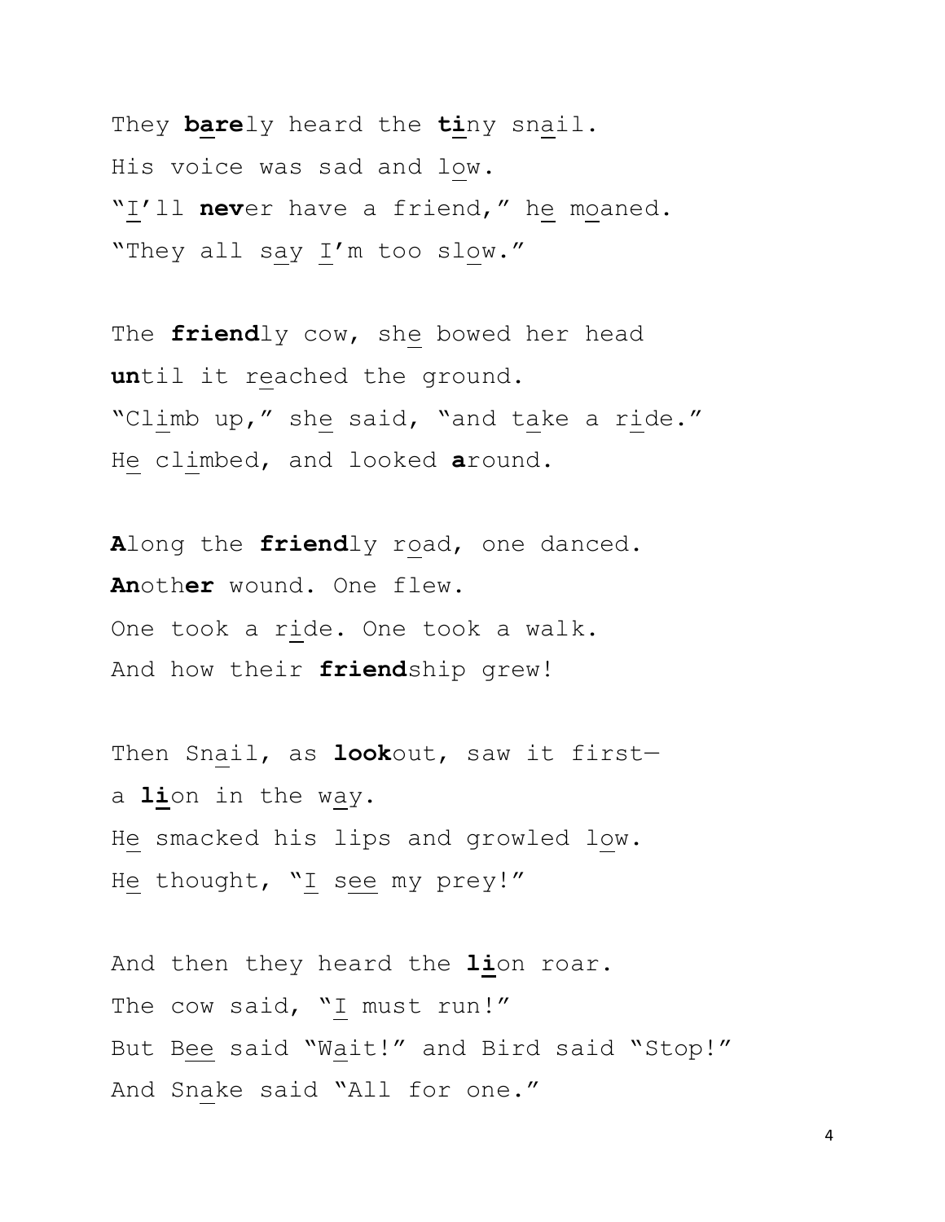They **bare**ly heard the **ti**ny snail.  
His voice was sad and low.  
"I'll **nev**er have a friend," he moaned.  
"They all say I'm too slow."

The **friend**ly cow, she bowed her head  
**un**til it reached the ground.  
"Climb up," she said, "and take a ride."  
He climbed, and looked **a**round.

**A**long the **friend**ly road, one danced.  
**An**oth**er** wound. One flew.  
One took a ride. One took a walk.  
And how their **friend**ship grew!

Then Snail, as **look**out, saw it first—  
a **li**on in the way.  
He smacked his lips and growled low.  
He thought, "I see my prey!"

And then they heard the **li**on roar.  
The cow said, "I must run!"  
But Bee said "Wait!" and Bird said "Stop!"  
And Snake said "All for one."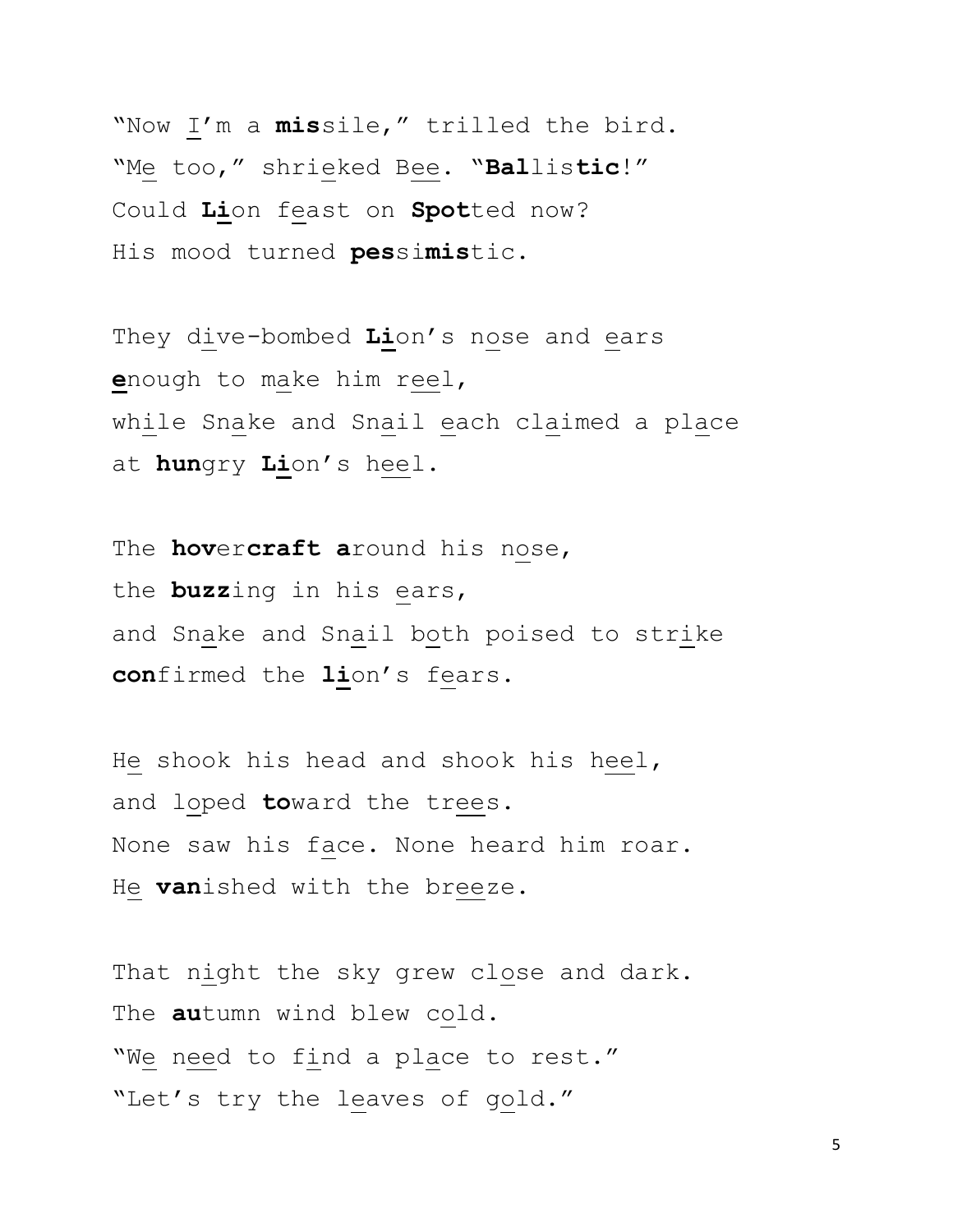"Now I'm a **mis**sile," trilled the bird.
"Me too," shrieked Bee. "**Bal**lis**tic**!"
Could **Li**on feast on **Spot**ted now?
His mood turned **pes**si**mis**tic.

They dive-bombed **Li**on's nose and ears
**e**nough to make him reel,
while Snake and Snail each claimed a place
at **hun**gry **Li**on's heel.

The **hov**er**craft** **a**round his nose,
the **buzz**ing in his ears,
and Snake and Snail both poised to strike
**con**firmed the **li**on's fears.

He shook his head and shook his heel,
and loped **to**ward the trees.
None saw his face. None heard him roar.
He **van**ished with the breeze.

That night the sky grew close and dark.
The **au**tumn wind blew cold.
"We need to find a place to rest."
"Let's try the leaves of gold."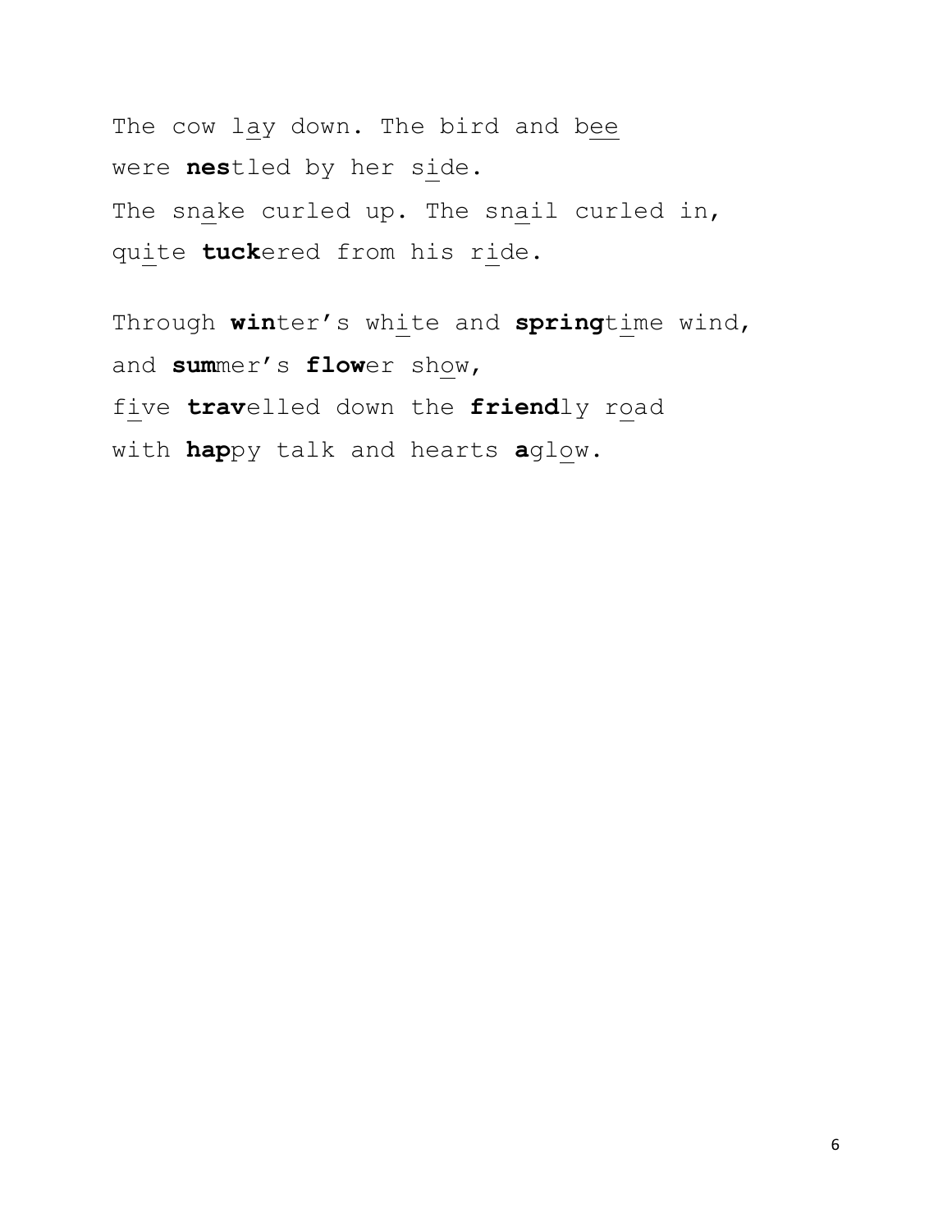The cow lay down. The bird and bee
were **nes**tled by her side.
The snake curled up. The snail curled in,
quite **tuck**ered from his ride.

Through **win**ter's white and **spring**time wind,
and **sum**mer's **flow**er show,
five **trav**elled down the **friend**ly road
with **hap**py talk and hearts **a**glow.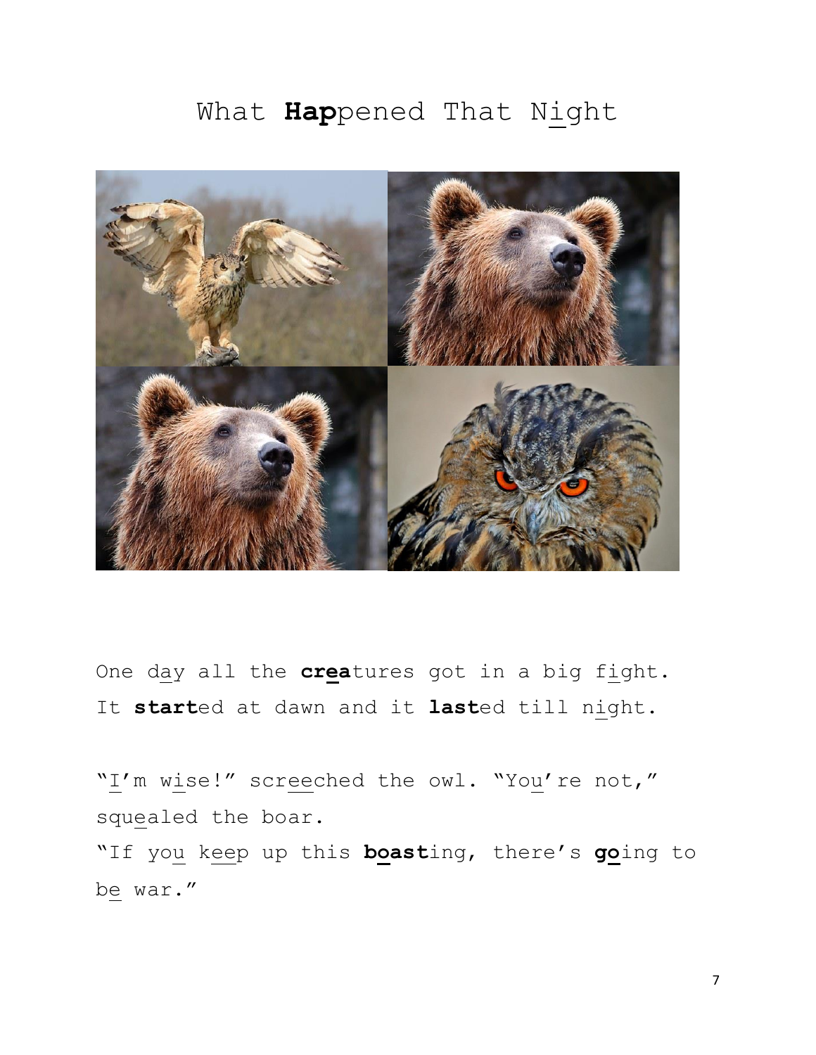# What **Hap**pened That Night

One day all the **crea**tures got in a big fight.
It **start**ed at dawn and it **last**ed till night.

"I'm wise!" screeched the owl. "You're not," squealed the boar.
"If you keep up this **boast**ing, there's **go**ing to be war."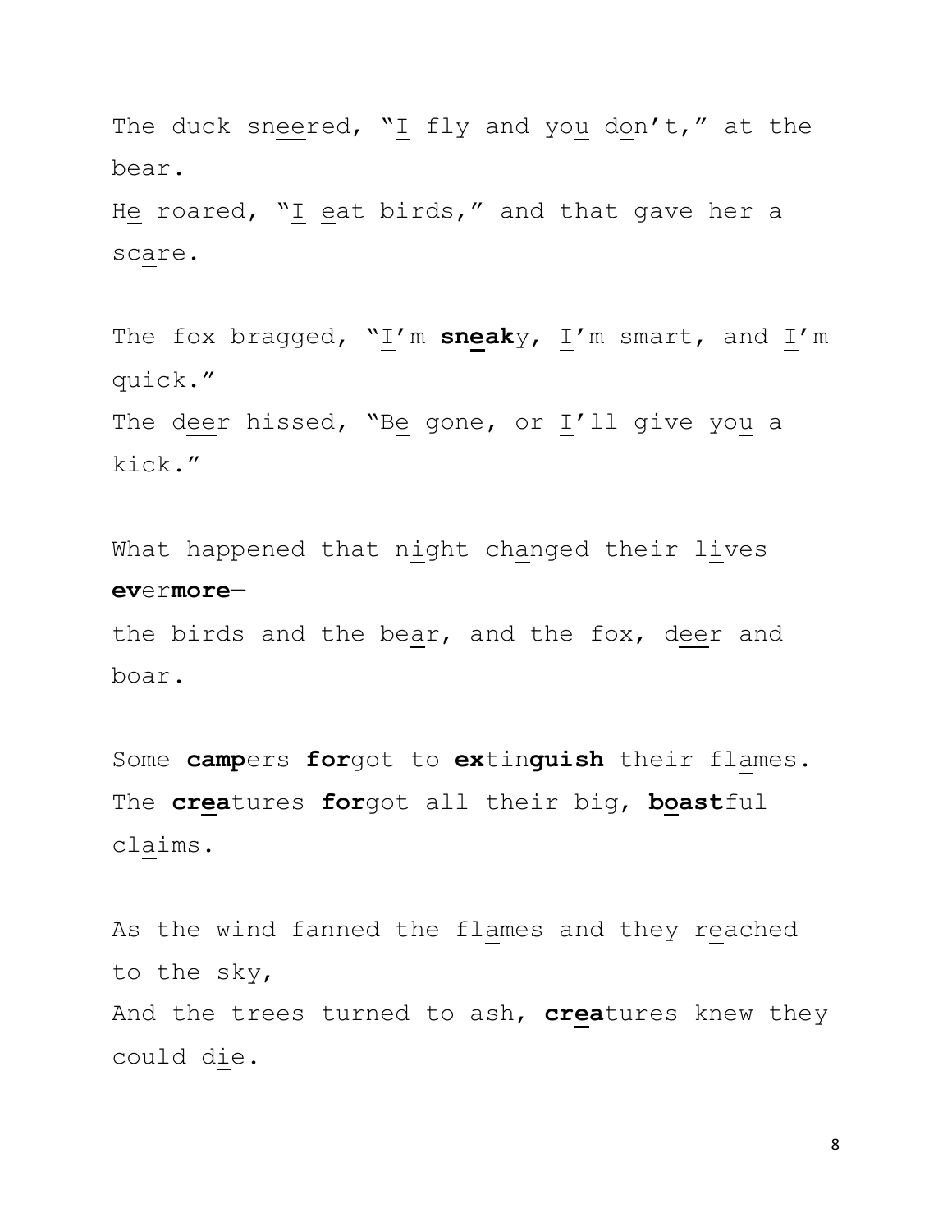The duck sneered, "I fly and you don't," at the bear.
He roared, "I eat birds," and that gave her a scare.

The fox bragged, "I'm **sneak**y, I'm smart, and I'm quick."
The deer hissed, "Be gone, or I'll give you a kick."

What happened that night changed their lives **ev**er**more**—
the birds and the bear, and the fox, deer and boar.

Some **camp**ers **for**got to **ex**tin**guish** their flames.
The **crea**tures **for**got all their big, **boast**ful claims.

As the wind fanned the flames and they reached to the sky,
And the trees turned to ash, **crea**tures knew they could die.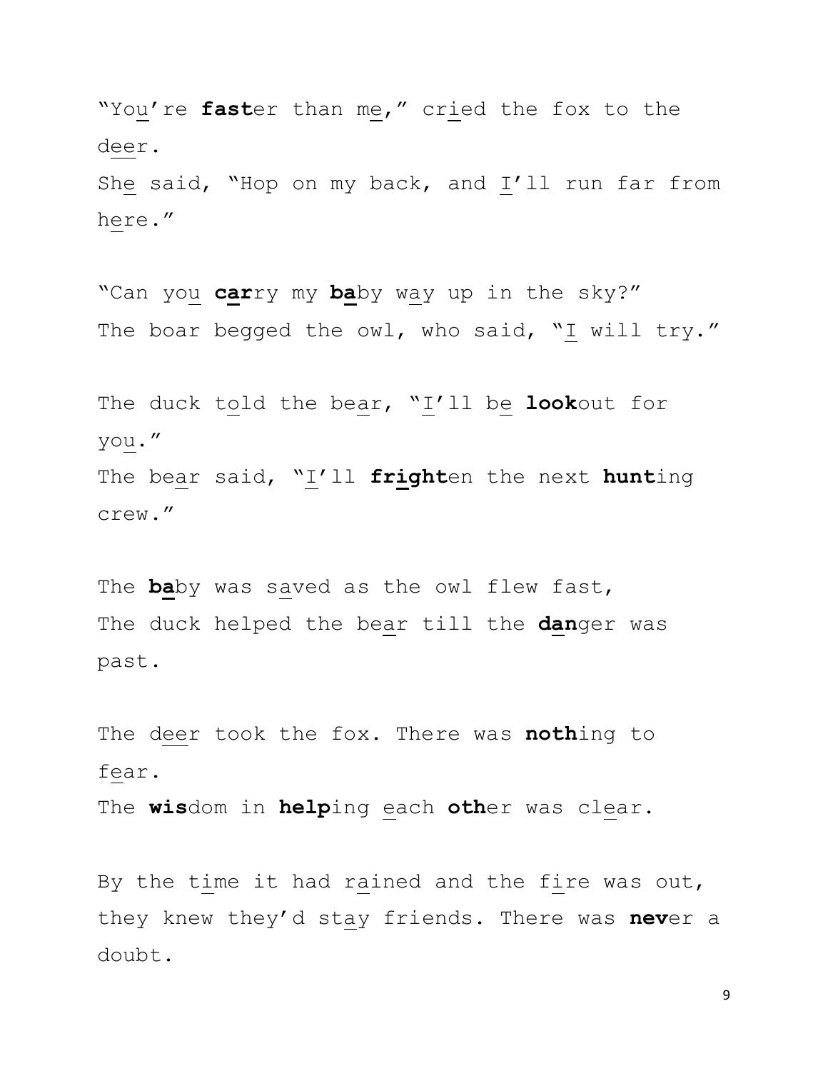"You're **fast**er than me," cried the fox to the deer.
She said, "Hop on my back, and I'll run far from here."

"Can you **car**ry my **ba**by way up in the sky?"
The boar begged the owl, who said, "I will try."

The duck told the bear, "I'll be **look**out for you."
The bear said, "I'll **fright**en the next **hunt**ing crew."

The **ba**by was saved as the owl flew fast,
The duck helped the bear till the **dan**ger was past.

The deer took the fox. There was **noth**ing to fear.
The **wis**dom in **help**ing each **oth**er was clear.

By the time it had rained and the fire was out,
they knew they'd stay friends. There was **nev**er a doubt.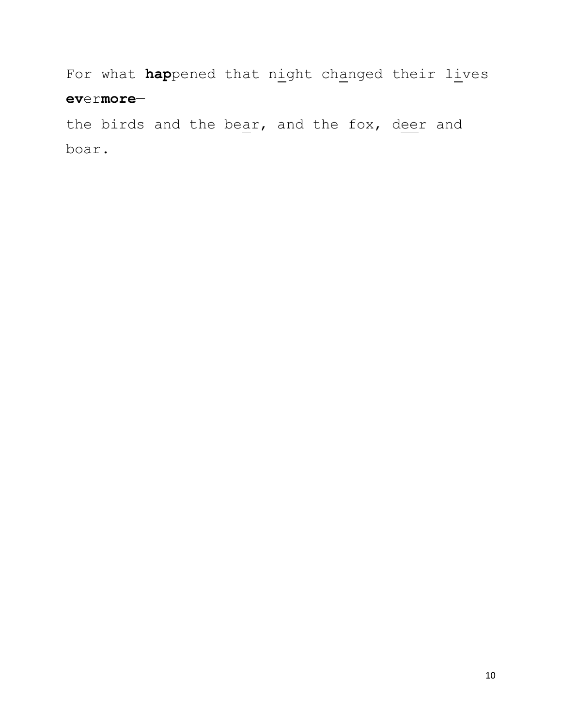For what **hap**pened that n<u>i</u>ght ch<u>a</u>nged their l<u>i</u>ves **ev**er**more**—

the birds and the be<u>a</u>r, and the fox, d<u>ee</u>r and boar.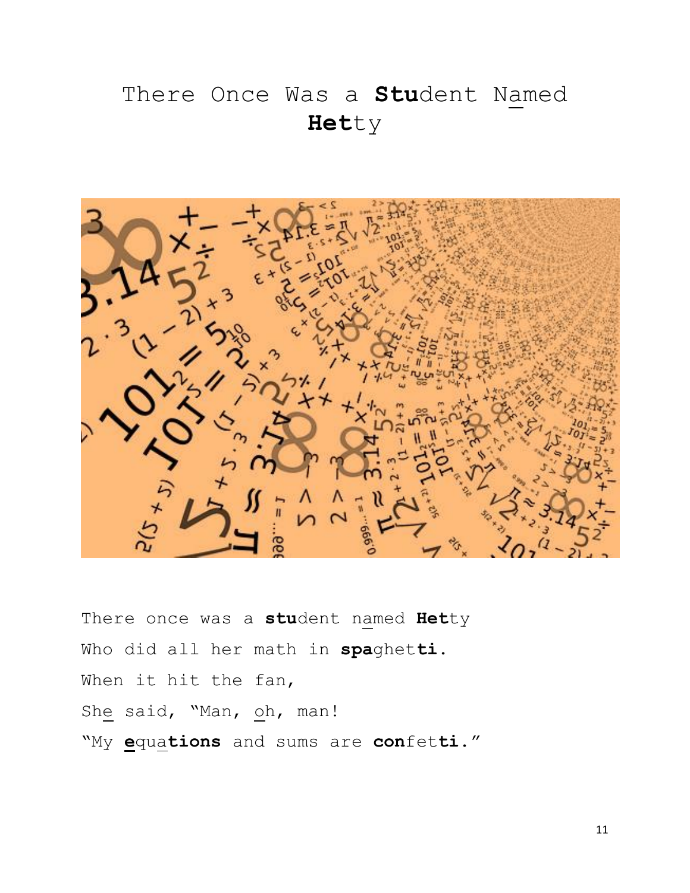# There Once Was a **Stu**dent Named **Het**ty

There once was a **stu**dent named **Het**ty

Who did all her math in **spa**ghet**ti.**

When it hit the fan,

She said, "Man, oh, man!

"My **e**qua**tions** and sums are **con**fet**ti.**"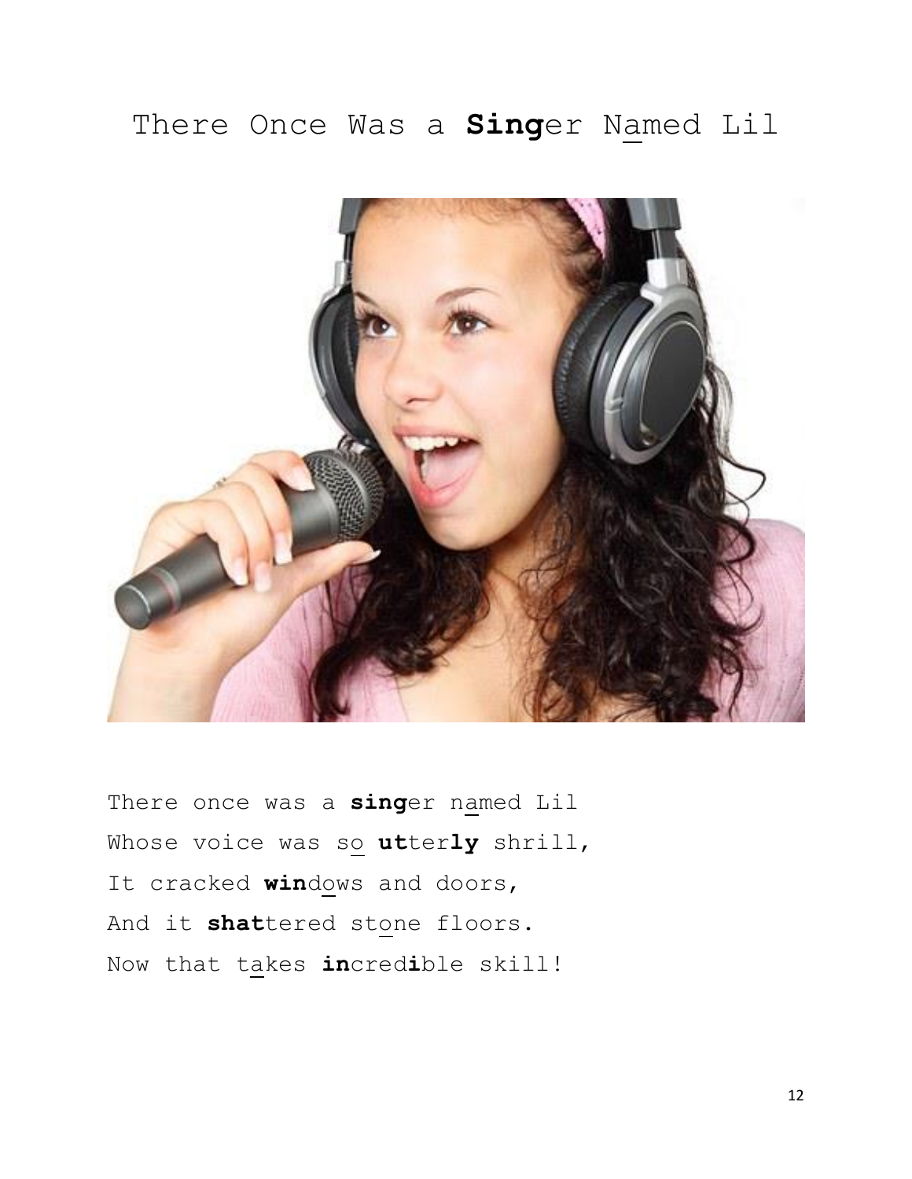# There Once Was a **Sing**er Named Lil

There once was a **sing**er named Lil
Whose voice was so **ut**ter**ly** shrill,
It cracked **win**dows and doors,
And it **shat**tered stone floors.
Now that takes **in**cred**i**ble skill!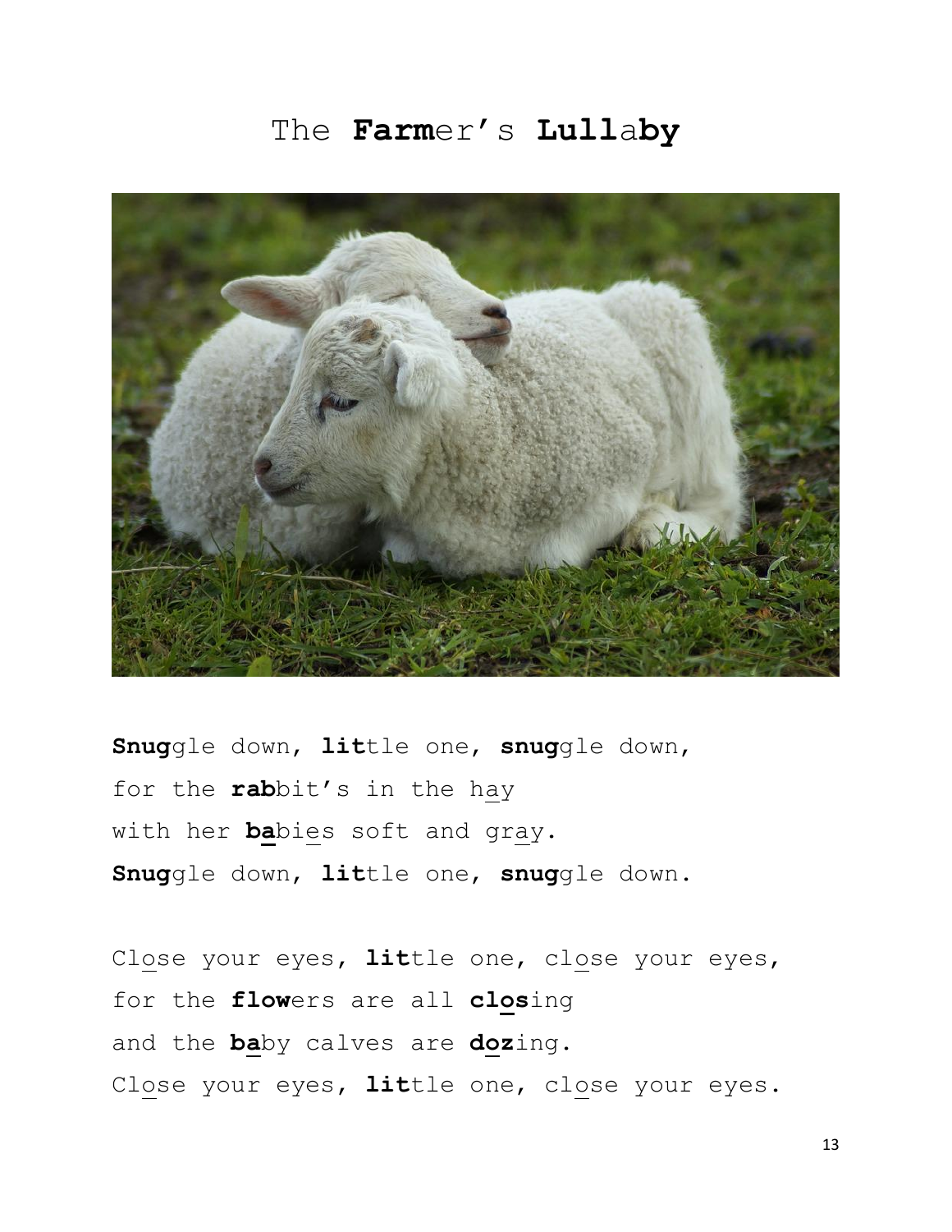# The **Farm**er's **Lull**a**by**

**Snug**gle down, **lit**tle one, **snug**gle down,
for the **rab**bit's in the hay
with her **ba**bies soft and gray.
**Snug**gle down, **lit**tle one, **snug**gle down.

Close your eyes, **lit**tle one, close your eyes,
for the **flow**ers are all **clos**ing
and the **ba**by calves are **doz**ing.
Close your eyes, **lit**tle one, close your eyes.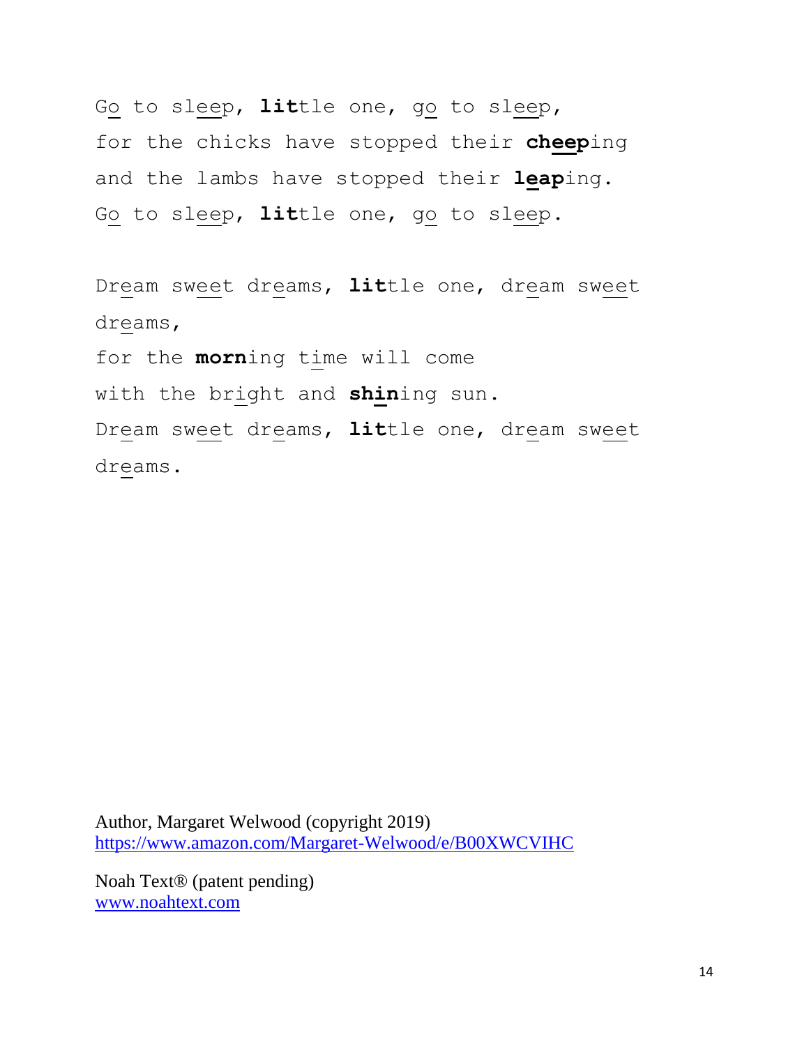Go to sleep, **lit**tle one, go to sleep,
for the chicks have stopped their **cheep**ing
and the lambs have stopped their **leap**ing.
Go to sleep, **lit**tle one, go to sleep.

Dream sweet dreams, **lit**tle one, dream sweet dreams,
for the **morn**ing time will come
with the bright and **shin**ing sun.
Dream sweet dreams, **lit**tle one, dream sweet dreams.

Author, Margaret Welwood (copyright 2019)
https://www.amazon.com/Margaret-Welwood/e/B00XWCVIHC

Noah Text® (patent pending)
www.noahtext.com